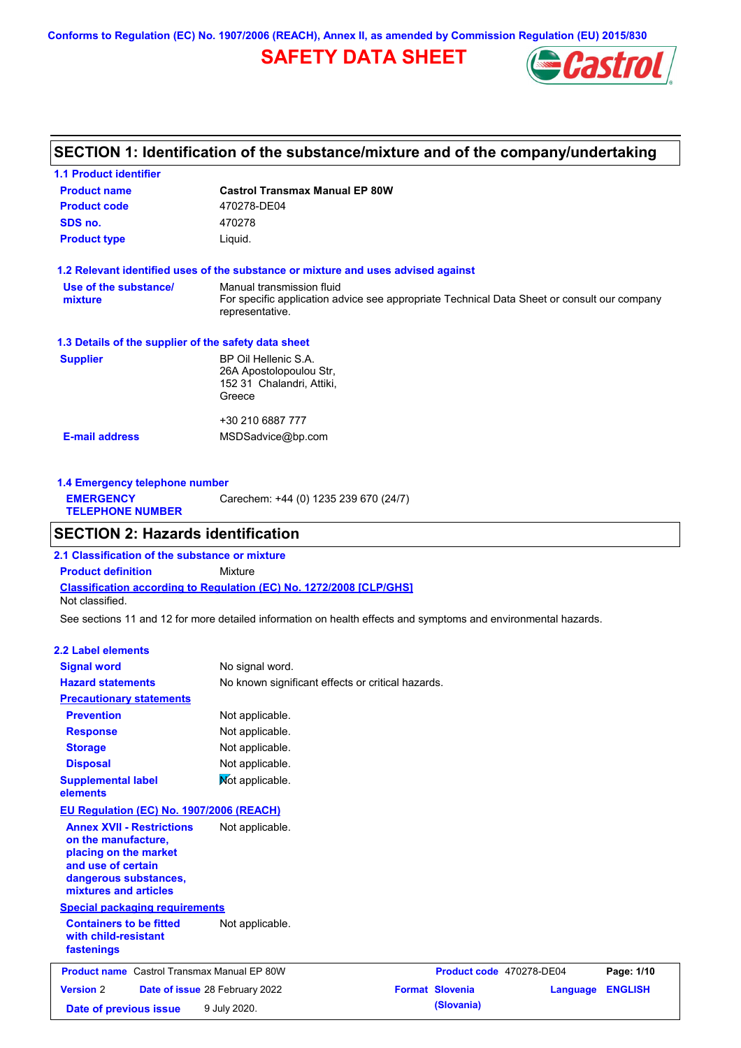Conforms to Regulation (EC) No. 1907/2006 (REACH), Annex II, as amended by Commission Regulation (EU) 2015/830

# SAFETY DATA SHEET

## SECTION 1: Identification of the substance/mixture and of the company/undertaking

### 1.1 Product identifier

| | |
|---|---|
| **Product name** | **Castrol Transmax Manual EP 80W** |
| **Product code** | 470278-DE04 |
| **SDS no.** | 470278 |
| **Product type** | Liquid. |

### 1.2 Relevant identified uses of the substance or mixture and uses advised against

| | |
|---|---|
| **Use of the substance/ mixture** | Manual transmission fluid<br>For specific application advice see appropriate Technical Data Sheet or consult our company representative. |

### 1.3 Details of the supplier of the safety data sheet

| | |
|---|---|
| **Supplier** | BP Oil Hellenic S.A.<br>26A Apostolopoulou Str,<br>152 31 Chalandri, Attiki,<br>Greece<br><br>+30 210 6887 777 |
| **E-mail address** | MSDSadvice@bp.com |

### 1.4 Emergency telephone number

| | |
|---|---|
| **EMERGENCY TELEPHONE NUMBER** | Carechem: +44 (0) 1235 239 670 (24/7) |

## SECTION 2: Hazards identification

### 2.1 Classification of the substance or mixture

**Product definition** Mixture

**Classification according to Regulation (EC) No. 1272/2008 [CLP/GHS]**

Not classified.

See sections 11 and 12 for more detailed information on health effects and symptoms and environmental hazards.

### 2.2 Label elements

| | |
|---|---|
| **Signal word** | No signal word. |
| **Hazard statements** | No known significant effects or critical hazards. |

**Precautionary statements**

| | |
|---|---|
| **Prevention** | Not applicable. |
| **Response** | Not applicable. |
| **Storage** | Not applicable. |
| **Disposal** | Not applicable. |
| **Supplemental label elements** | Not applicable. |

**EU Regulation (EC) No. 1907/2006 (REACH)**

| | |
|---|---|
| **Annex XVII - Restrictions on the manufacture, placing on the market and use of certain dangerous substances, mixtures and articles** | Not applicable. |

**Special packaging requirements**

| | |
|---|---|
| **Containers to be fitted with child-resistant fastenings** | Not applicable. |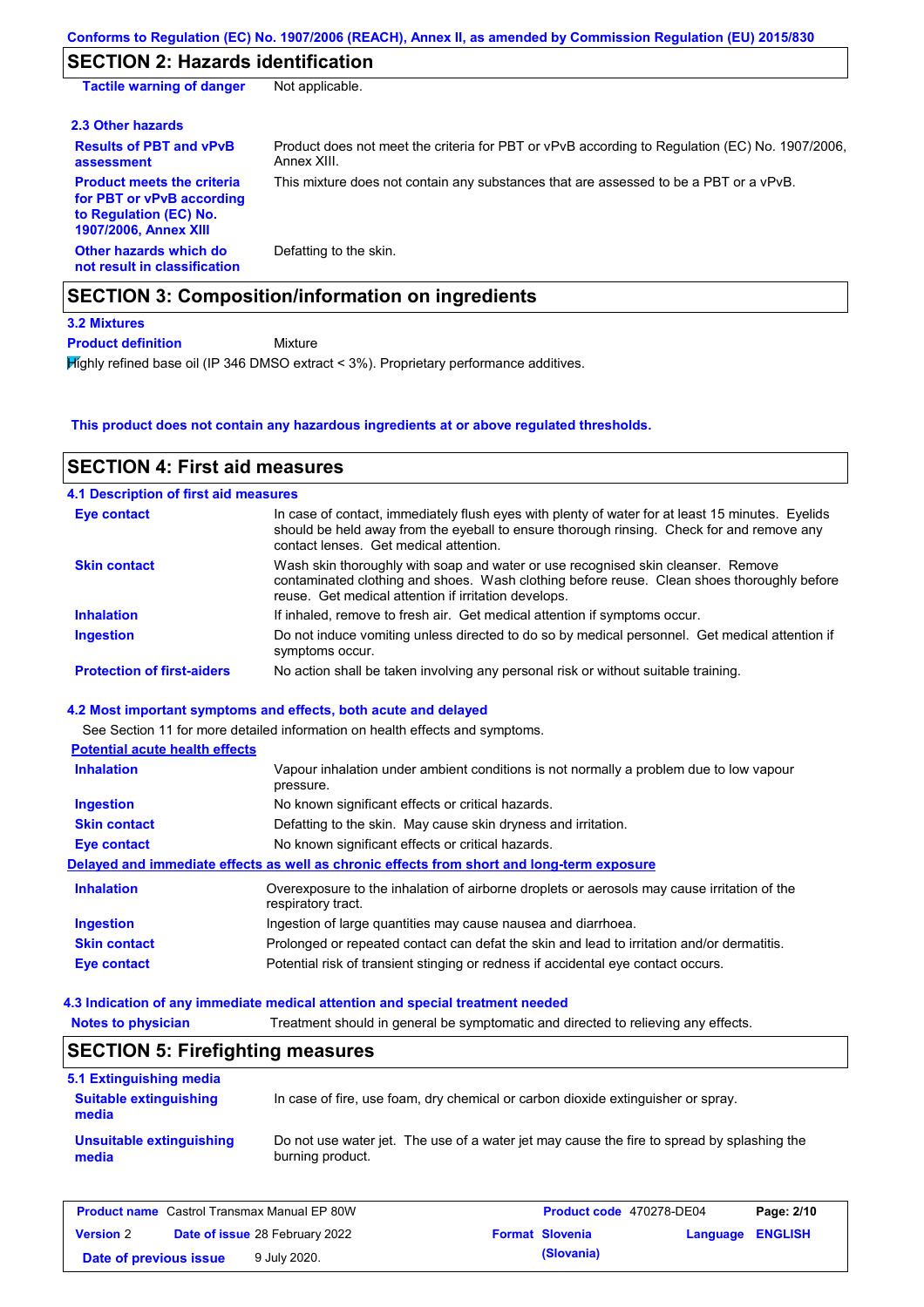## SECTION 2: Hazards identification

| | |
|---|---|
| **Tactile warning of danger** | Not applicable. |

### 2.3 Other hazards

| | |
|---|---|
| **Results of PBT and vPvB assessment** | Product does not meet the criteria for PBT or vPvB according to Regulation (EC) No. 1907/2006, Annex XIII. |
| **Product meets the criteria for PBT or vPvB according to Regulation (EC) No. 1907/2006, Annex XIII** | This mixture does not contain any substances that are assessed to be a PBT or a vPvB. |
| **Other hazards which do not result in classification** | Defatting to the skin. |

## SECTION 3: Composition/information on ingredients

### 3.2 Mixtures

**Product definition** Mixture

Highly refined base oil (IP 346 DMSO extract < 3%). Proprietary performance additives.

**This product does not contain any hazardous ingredients at or above regulated thresholds.**

## SECTION 4: First aid measures

### 4.1 Description of first aid measures

| | |
|---|---|
| **Eye contact** | In case of contact, immediately flush eyes with plenty of water for at least 15 minutes. Eyelids should be held away from the eyeball to ensure thorough rinsing. Check for and remove any contact lenses. Get medical attention. |
| **Skin contact** | Wash skin thoroughly with soap and water or use recognised skin cleanser. Remove contaminated clothing and shoes. Wash clothing before reuse. Clean shoes thoroughly before reuse. Get medical attention if irritation develops. |
| **Inhalation** | If inhaled, remove to fresh air. Get medical attention if symptoms occur. |
| **Ingestion** | Do not induce vomiting unless directed to do so by medical personnel. Get medical attention if symptoms occur. |
| **Protection of first-aiders** | No action shall be taken involving any personal risk or without suitable training. |

### 4.2 Most important symptoms and effects, both acute and delayed

See Section 11 for more detailed information on health effects and symptoms.

**Potential acute health effects**

| | |
|---|---|
| **Inhalation** | Vapour inhalation under ambient conditions is not normally a problem due to low vapour pressure. |
| **Ingestion** | No known significant effects or critical hazards. |
| **Skin contact** | Defatting to the skin. May cause skin dryness and irritation. |
| **Eye contact** | No known significant effects or critical hazards. |

**Delayed and immediate effects as well as chronic effects from short and long-term exposure**

| | |
|---|---|
| **Inhalation** | Overexposure to the inhalation of airborne droplets or aerosols may cause irritation of the respiratory tract. |
| **Ingestion** | Ingestion of large quantities may cause nausea and diarrhoea. |
| **Skin contact** | Prolonged or repeated contact can defat the skin and lead to irritation and/or dermatitis. |
| **Eye contact** | Potential risk of transient stinging or redness if accidental eye contact occurs. |

### 4.3 Indication of any immediate medical attention and special treatment needed

| | |
|---|---|
| **Notes to physician** | Treatment should in general be symptomatic and directed to relieving any effects. |

## SECTION 5: Firefighting measures

### 5.1 Extinguishing media

| | |
|---|---|
| **Suitable extinguishing media** | In case of fire, use foam, dry chemical or carbon dioxide extinguisher or spray. |
| **Unsuitable extinguishing media** | Do not use water jet. The use of a water jet may cause the fire to spread by splashing the burning product. |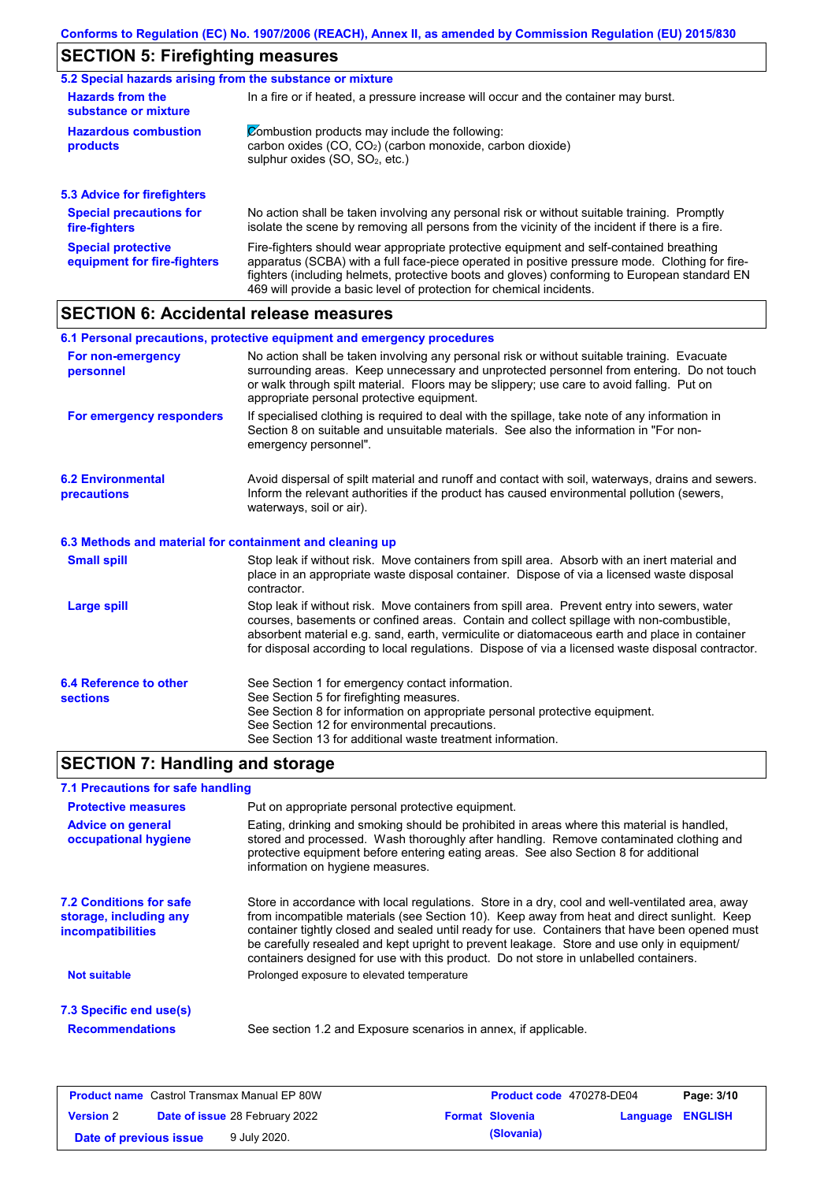## SECTION 5: Firefighting measures

### 5.2 Special hazards arising from the substance or mixture

**Hazards from the substance or mixture**
In a fire or if heated, a pressure increase will occur and the container may burst.

**Hazardous combustion products**
Combustion products may include the following:
carbon oxides (CO, $CO_2$) (carbon monoxide, carbon dioxide)
sulphur oxides (SO, $SO_2$, etc.)

### 5.3 Advice for firefighters

**Special precautions for fire-fighters**
No action shall be taken involving any personal risk or without suitable training. Promptly isolate the scene by removing all persons from the vicinity of the incident if there is a fire.

**Special protective equipment for fire-fighters**
Fire-fighters should wear appropriate protective equipment and self-contained breathing apparatus (SCBA) with a full face-piece operated in positive pressure mode. Clothing for fire-fighters (including helmets, protective boots and gloves) conforming to European standard EN 469 will provide a basic level of protection for chemical incidents.

## SECTION 6: Accidental release measures

### 6.1 Personal precautions, protective equipment and emergency procedures

**For non-emergency personnel**
No action shall be taken involving any personal risk or without suitable training. Evacuate surrounding areas. Keep unnecessary and unprotected personnel from entering. Do not touch or walk through spilt material. Floors may be slippery; use care to avoid falling. Put on appropriate personal protective equipment.

**For emergency responders**
If specialised clothing is required to deal with the spillage, take note of any information in Section 8 on suitable and unsuitable materials. See also the information in "For non-emergency personnel".

### 6.2 Environmental precautions

Avoid dispersal of spilt material and runoff and contact with soil, waterways, drains and sewers. Inform the relevant authorities if the product has caused environmental pollution (sewers, waterways, soil or air).

### 6.3 Methods and material for containment and cleaning up

**Small spill**
Stop leak if without risk. Move containers from spill area. Absorb with an inert material and place in an appropriate waste disposal container. Dispose of via a licensed waste disposal contractor.

**Large spill**
Stop leak if without risk. Move containers from spill area. Prevent entry into sewers, water courses, basements or confined areas. Contain and collect spillage with non-combustible, absorbent material e.g. sand, earth, vermiculite or diatomaceous earth and place in container for disposal according to local regulations. Dispose of via a licensed waste disposal contractor.

### 6.4 Reference to other sections

See Section 1 for emergency contact information.
See Section 5 for firefighting measures.
See Section 8 for information on appropriate personal protective equipment.
See Section 12 for environmental precautions.
See Section 13 for additional waste treatment information.

## SECTION 7: Handling and storage

### 7.1 Precautions for safe handling

**Protective measures**
Put on appropriate personal protective equipment.

**Advice on general occupational hygiene**
Eating, drinking and smoking should be prohibited in areas where this material is handled, stored and processed. Wash thoroughly after handling. Remove contaminated clothing and protective equipment before entering eating areas. See also Section 8 for additional information on hygiene measures.

### 7.2 Conditions for safe storage, including any incompatibilities

Store in accordance with local regulations. Store in a dry, cool and well-ventilated area, away from incompatible materials (see Section 10). Keep away from heat and direct sunlight. Keep container tightly closed and sealed until ready for use. Containers that have been opened must be carefully resealed and kept upright to prevent leakage. Store and use only in equipment/ containers designed for use with this product. Do not store in unlabelled containers.

**Not suitable**
Prolonged exposure to elevated temperature

### 7.3 Specific end use(s)

**Recommendations**
See section 1.2 and Exposure scenarios in annex, if applicable.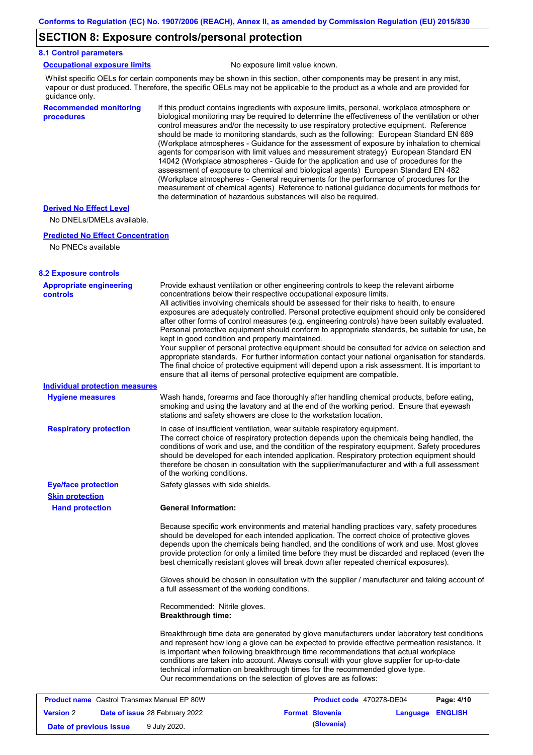## SECTION 8: Exposure controls/personal protection

### 8.1 Control parameters

**Occupational exposure limits** No exposure limit value known.

Whilst specific OELs for certain components may be shown in this section, other components may be present in any mist, vapour or dust produced. Therefore, the specific OELs may not be applicable to the product as a whole and are provided for guidance only.

**Recommended monitoring procedures**

If this product contains ingredients with exposure limits, personal, workplace atmosphere or biological monitoring may be required to determine the effectiveness of the ventilation or other control measures and/or the necessity to use respiratory protective equipment. Reference should be made to monitoring standards, such as the following: European Standard EN 689 (Workplace atmospheres - Guidance for the assessment of exposure by inhalation to chemical agents for comparison with limit values and measurement strategy) European Standard EN 14042 (Workplace atmospheres - Guide for the application and use of procedures for the assessment of exposure to chemical and biological agents) European Standard EN 482 (Workplace atmospheres - General requirements for the performance of procedures for the measurement of chemical agents) Reference to national guidance documents for methods for the determination of hazardous substances will also be required.

**Derived No Effect Level**

No DNELs/DMELs available.

**Predicted No Effect Concentration**

No PNECs available

### 8.2 Exposure controls

**Appropriate engineering controls**

Provide exhaust ventilation or other engineering controls to keep the relevant airborne concentrations below their respective occupational exposure limits.
All activities involving chemicals should be assessed for their risks to health, to ensure exposures are adequately controlled. Personal protective equipment should only be considered after other forms of control measures (e.g. engineering controls) have been suitably evaluated. Personal protective equipment should conform to appropriate standards, be suitable for use, be kept in good condition and properly maintained.
Your supplier of personal protective equipment should be consulted for advice on selection and appropriate standards. For further information contact your national organisation for standards.
The final choice of protective equipment will depend upon a risk assessment. It is important to ensure that all items of personal protective equipment are compatible.

**Individual protection measures**

**Hygiene measures**

Wash hands, forearms and face thoroughly after handling chemical products, before eating, smoking and using the lavatory and at the end of the working period. Ensure that eyewash stations and safety showers are close to the workstation location.

**Respiratory protection**

In case of insufficient ventilation, wear suitable respiratory equipment.
The correct choice of respiratory protection depends upon the chemicals being handled, the conditions of work and use, and the condition of the respiratory equipment. Safety procedures should be developed for each intended application. Respiratory protection equipment should therefore be chosen in consultation with the supplier/manufacturer and with a full assessment of the working conditions.

**Eye/face protection**

Safety glasses with side shields.

**Skin protection**

**Hand protection**

**General Information:**

Because specific work environments and material handling practices vary, safety procedures should be developed for each intended application. The correct choice of protective gloves depends upon the chemicals being handled, and the conditions of work and use. Most gloves provide protection for only a limited time before they must be discarded and replaced (even the best chemically resistant gloves will break down after repeated chemical exposures).

Gloves should be chosen in consultation with the supplier / manufacturer and taking account of a full assessment of the working conditions.

Recommended: Nitrile gloves.
**Breakthrough time:**

Breakthrough time data are generated by glove manufacturers under laboratory test conditions and represent how long a glove can be expected to provide effective permeation resistance. It is important when following breakthrough time recommendations that actual workplace conditions are taken into account. Always consult with your glove supplier for up-to-date technical information on breakthrough times for the recommended glove type.
Our recommendations on the selection of gloves are as follows: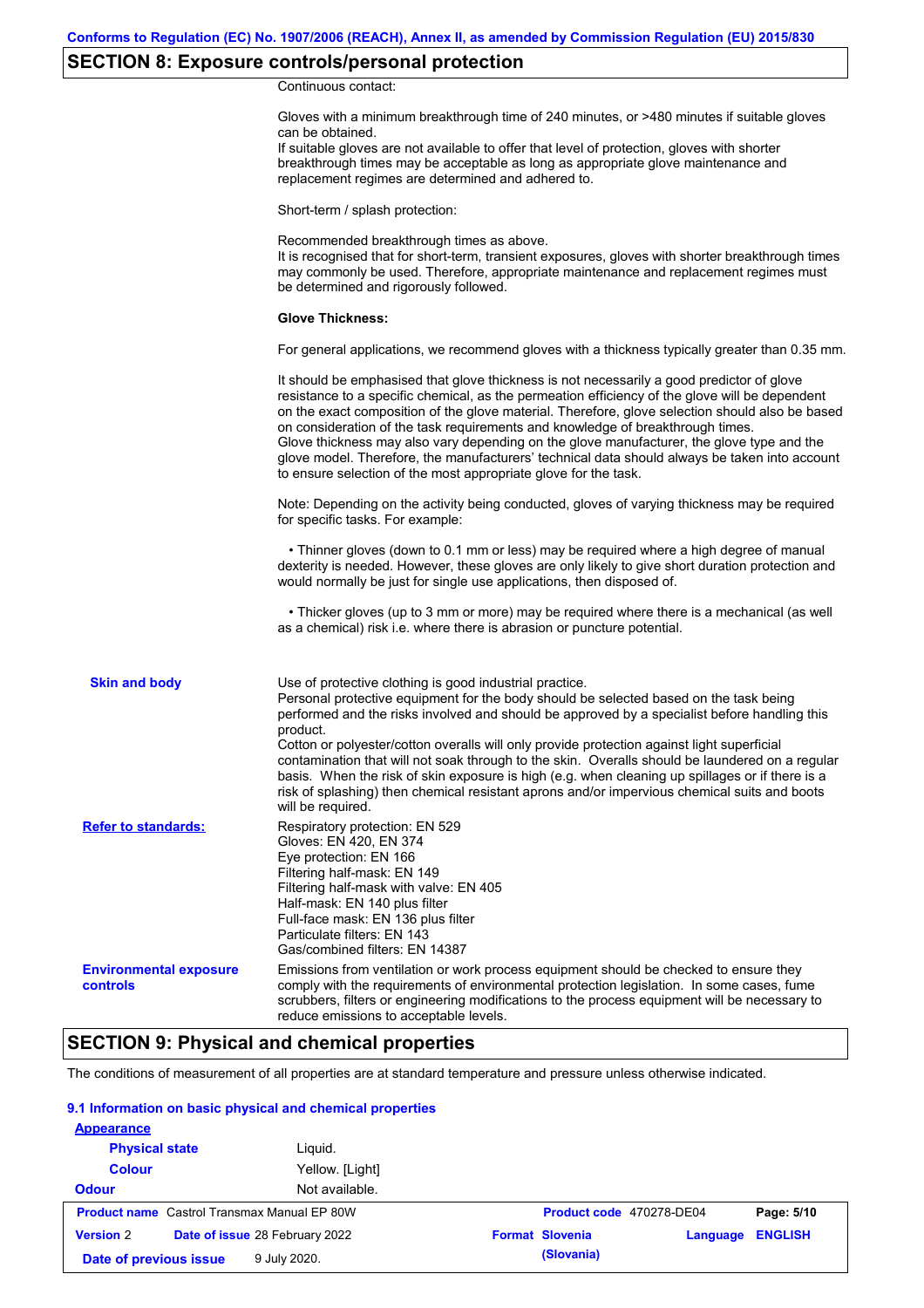## SECTION 8: Exposure controls/personal protection

Continuous contact:

Gloves with a minimum breakthrough time of 240 minutes, or >480 minutes if suitable gloves can be obtained.
If suitable gloves are not available to offer that level of protection, gloves with shorter breakthrough times may be acceptable as long as appropriate glove maintenance and replacement regimes are determined and adhered to.

Short-term / splash protection:

Recommended breakthrough times as above.
It is recognised that for short-term, transient exposures, gloves with shorter breakthrough times may commonly be used. Therefore, appropriate maintenance and replacement regimes must be determined and rigorously followed.

**Glove Thickness:**

For general applications, we recommend gloves with a thickness typically greater than 0.35 mm.

It should be emphasised that glove thickness is not necessarily a good predictor of glove resistance to a specific chemical, as the permeation efficiency of the glove will be dependent on the exact composition of the glove material. Therefore, glove selection should also be based on consideration of the task requirements and knowledge of breakthrough times.
Glove thickness may also vary depending on the glove manufacturer, the glove type and the glove model. Therefore, the manufacturers' technical data should always be taken into account to ensure selection of the most appropriate glove for the task.

Note: Depending on the activity being conducted, gloves of varying thickness may be required for specific tasks. For example:

• Thinner gloves (down to 0.1 mm or less) may be required where a high degree of manual dexterity is needed. However, these gloves are only likely to give short duration protection and would normally be just for single use applications, then disposed of.

• Thicker gloves (up to 3 mm or more) may be required where there is a mechanical (as well as a chemical) risk i.e. where there is abrasion or puncture potential.

**Skin and body**

Use of protective clothing is good industrial practice.
Personal protective equipment for the body should be selected based on the task being performed and the risks involved and should be approved by a specialist before handling this product.
Cotton or polyester/cotton overalls will only provide protection against light superficial contamination that will not soak through to the skin. Overalls should be laundered on a regular basis. When the risk of skin exposure is high (e.g. when cleaning up spillages or if there is a risk of splashing) then chemical resistant aprons and/or impervious chemical suits and boots will be required.

**Refer to standards:**

Respiratory protection: EN 529
Gloves: EN 420, EN 374
Eye protection: EN 166
Filtering half-mask: EN 149
Filtering half-mask with valve: EN 405
Half-mask: EN 140 plus filter
Full-face mask: EN 136 plus filter
Particulate filters: EN 143
Gas/combined filters: EN 14387

**Environmental exposure controls**

Emissions from ventilation or work process equipment should be checked to ensure they comply with the requirements of environmental protection legislation. In some cases, fume scrubbers, filters or engineering modifications to the process equipment will be necessary to reduce emissions to acceptable levels.

## SECTION 9: Physical and chemical properties

The conditions of measurement of all properties are at standard temperature and pressure unless otherwise indicated.

### 9.1 Information on basic physical and chemical properties

**Appearance**

| | |
|---|---|
| **Physical state** | Liquid. |
| **Colour** | Yellow. [Light] |
| **Odour** | Not available. |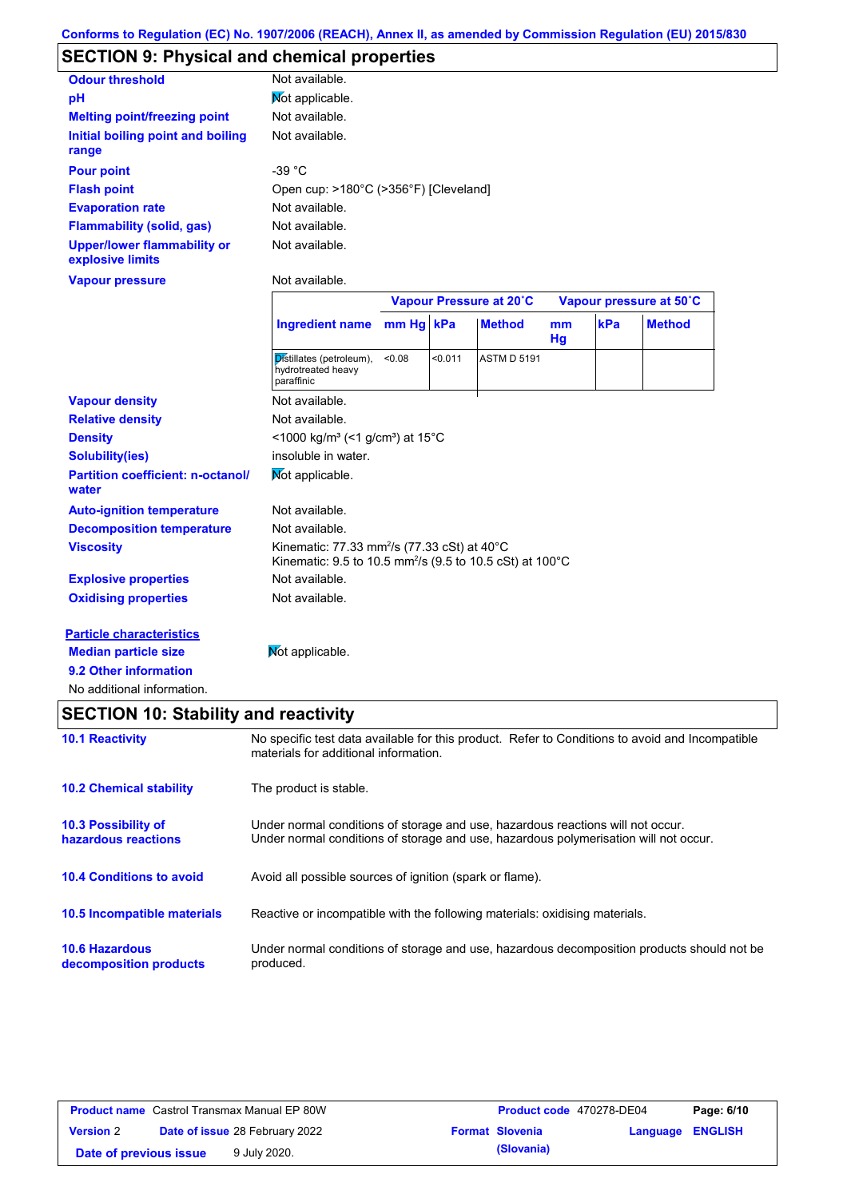Conforms to Regulation (EC) No. 1907/2006 (REACH), Annex II, as amended by Commission Regulation (EU) 2015/830

## SECTION 9: Physical and chemical properties

| | |
|---|---|
| **Odour threshold** | Not available. |
| **pH** | Not applicable. |
| **Melting point/freezing point** | Not available. |
| **Initial boiling point and boiling range** | Not available. |
| **Pour point** | -39 °C |
| **Flash point** | Open cup: >180°C (>356°F) [Cleveland] |
| **Evaporation rate** | Not available. |
| **Flammability (solid, gas)** | Not available. |
| **Upper/lower flammability or explosive limits** | Not available. |
| **Vapour pressure** | Not available. |

| | Vapour Pressure at 20˚C | | | Vapour pressure at 50˚C | | |
|---|---|---|---|---|---|---|
| **Ingredient name** | **mm Hg** | **kPa** | **Method** | **mm Hg** | **kPa** | **Method** |
| Distillates (petroleum), hydrotreated heavy paraffinic | <0.08 | <0.011 | ASTM D 5191 | | | |

| | |
|---|---|
| **Vapour density** | Not available. |
| **Relative density** | Not available. |
| **Density** | <1000 kg/m³ (<1 g/cm³) at 15°C |
| **Solubility(ies)** | insoluble in water. |
| **Partition coefficient: n-octanol/water** | Not applicable. |
| **Auto-ignition temperature** | Not available. |
| **Decomposition temperature** | Not available. |
| **Viscosity** | Kinematic: 77.33 mm²/s (77.33 cSt) at 40°C<br>Kinematic: 9.5 to 10.5 mm²/s (9.5 to 10.5 cSt) at 100°C |
| **Explosive properties** | Not available. |
| **Oxidising properties** | Not available. |

**Particle characteristics**

**Median particle size** Not applicable.

**9.2 Other information**

No additional information.

## SECTION 10: Stability and reactivity

| | |
|---|---|
| **10.1 Reactivity** | No specific test data available for this product. Refer to Conditions to avoid and Incompatible materials for additional information. |
| **10.2 Chemical stability** | The product is stable. |
| **10.3 Possibility of hazardous reactions** | Under normal conditions of storage and use, hazardous reactions will not occur.<br>Under normal conditions of storage and use, hazardous polymerisation will not occur. |
| **10.4 Conditions to avoid** | Avoid all possible sources of ignition (spark or flame). |
| **10.5 Incompatible materials** | Reactive or incompatible with the following materials: oxidising materials. |
| **10.6 Hazardous decomposition products** | Under normal conditions of storage and use, hazardous decomposition products should not be produced. |

| | | | |
|---|---|---|---|
| **Product name** Castrol Transmax Manual EP 80W | | **Product code** 470278-DE04 | |
| **Version** 2 | **Date of issue** 28 February 2022 | **Format** Slovenia (Slovania) | **Language** ENGLISH |
| **Date of previous issue** 9 July 2020. | | | |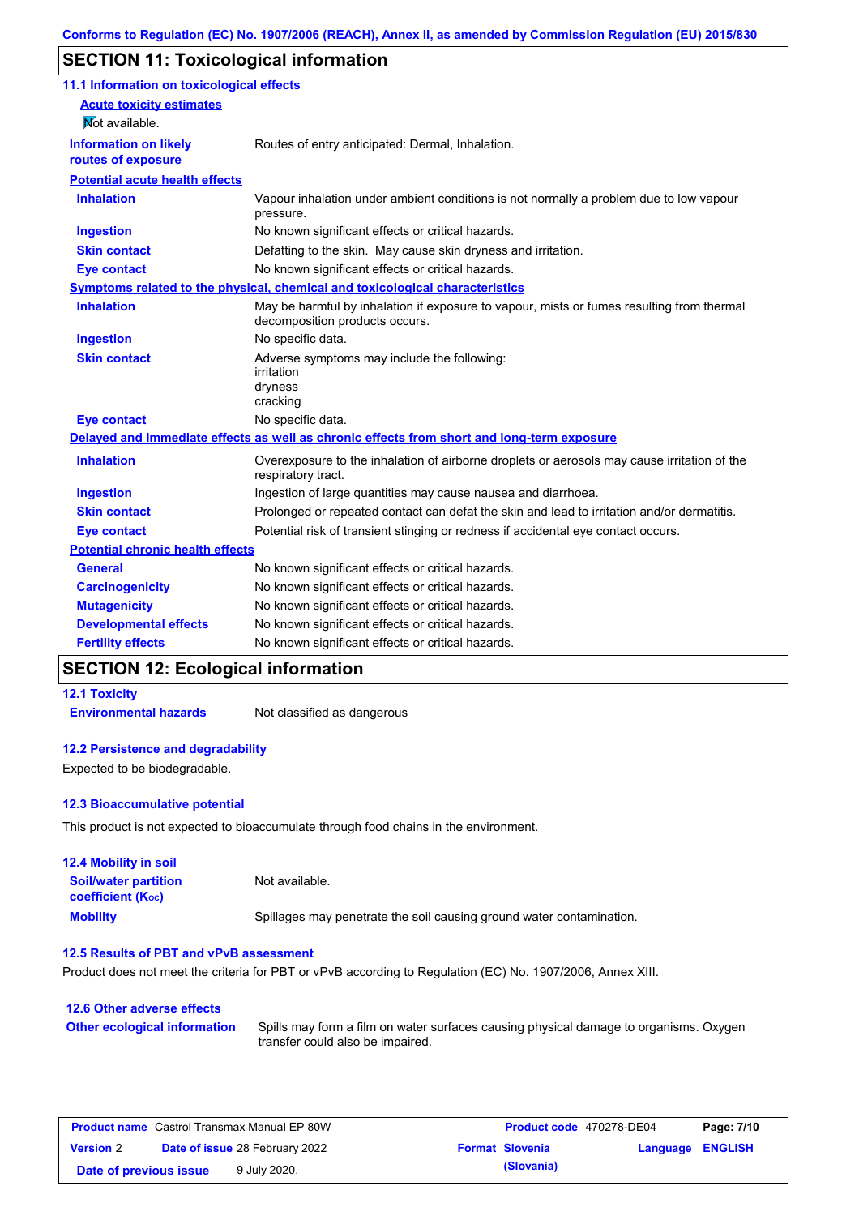## SECTION 11: Toxicological information

### 11.1 Information on toxicological effects

**Acute toxicity estimates**

Not available.

| | |
|---|---|
| **Information on likely routes of exposure** | Routes of entry anticipated: Dermal, Inhalation. |

**Potential acute health effects**

| | |
|---|---|
| **Inhalation** | Vapour inhalation under ambient conditions is not normally a problem due to low vapour pressure. |
| **Ingestion** | No known significant effects or critical hazards. |
| **Skin contact** | Defatting to the skin. May cause skin dryness and irritation. |
| **Eye contact** | No known significant effects or critical hazards. |

**Symptoms related to the physical, chemical and toxicological characteristics**

| | |
|---|---|
| **Inhalation** | May be harmful by inhalation if exposure to vapour, mists or fumes resulting from thermal decomposition products occurs. |
| **Ingestion** | No specific data. |
| **Skin contact** | Adverse symptoms may include the following:<br>irritation<br>dryness<br>cracking |
| **Eye contact** | No specific data. |

**Delayed and immediate effects as well as chronic effects from short and long-term exposure**

| | |
|---|---|
| **Inhalation** | Overexposure to the inhalation of airborne droplets or aerosols may cause irritation of the respiratory tract. |
| **Ingestion** | Ingestion of large quantities may cause nausea and diarrhoea. |
| **Skin contact** | Prolonged or repeated contact can defat the skin and lead to irritation and/or dermatitis. |
| **Eye contact** | Potential risk of transient stinging or redness if accidental eye contact occurs. |

**Potential chronic health effects**

| | |
|---|---|
| **General** | No known significant effects or critical hazards. |
| **Carcinogenicity** | No known significant effects or critical hazards. |
| **Mutagenicity** | No known significant effects or critical hazards. |
| **Developmental effects** | No known significant effects or critical hazards. |
| **Fertility effects** | No known significant effects or critical hazards. |

## SECTION 12: Ecological information

### 12.1 Toxicity

| | |
|---|---|
| **Environmental hazards** | Not classified as dangerous |

### 12.2 Persistence and degradability

Expected to be biodegradable.

### 12.3 Bioaccumulative potential

This product is not expected to bioaccumulate through food chains in the environment.

### 12.4 Mobility in soil

| | |
|---|---|
| **Soil/water partition coefficient ($K_{OC}$)** | Not available. |
| **Mobility** | Spillages may penetrate the soil causing ground water contamination. |

### 12.5 Results of PBT and vPvB assessment

Product does not meet the criteria for PBT or vPvB according to Regulation (EC) No. 1907/2006, Annex XIII.

### 12.6 Other adverse effects

| | |
|---|---|
| **Other ecological information** | Spills may form a film on water surfaces causing physical damage to organisms. Oxygen transfer could also be impaired. |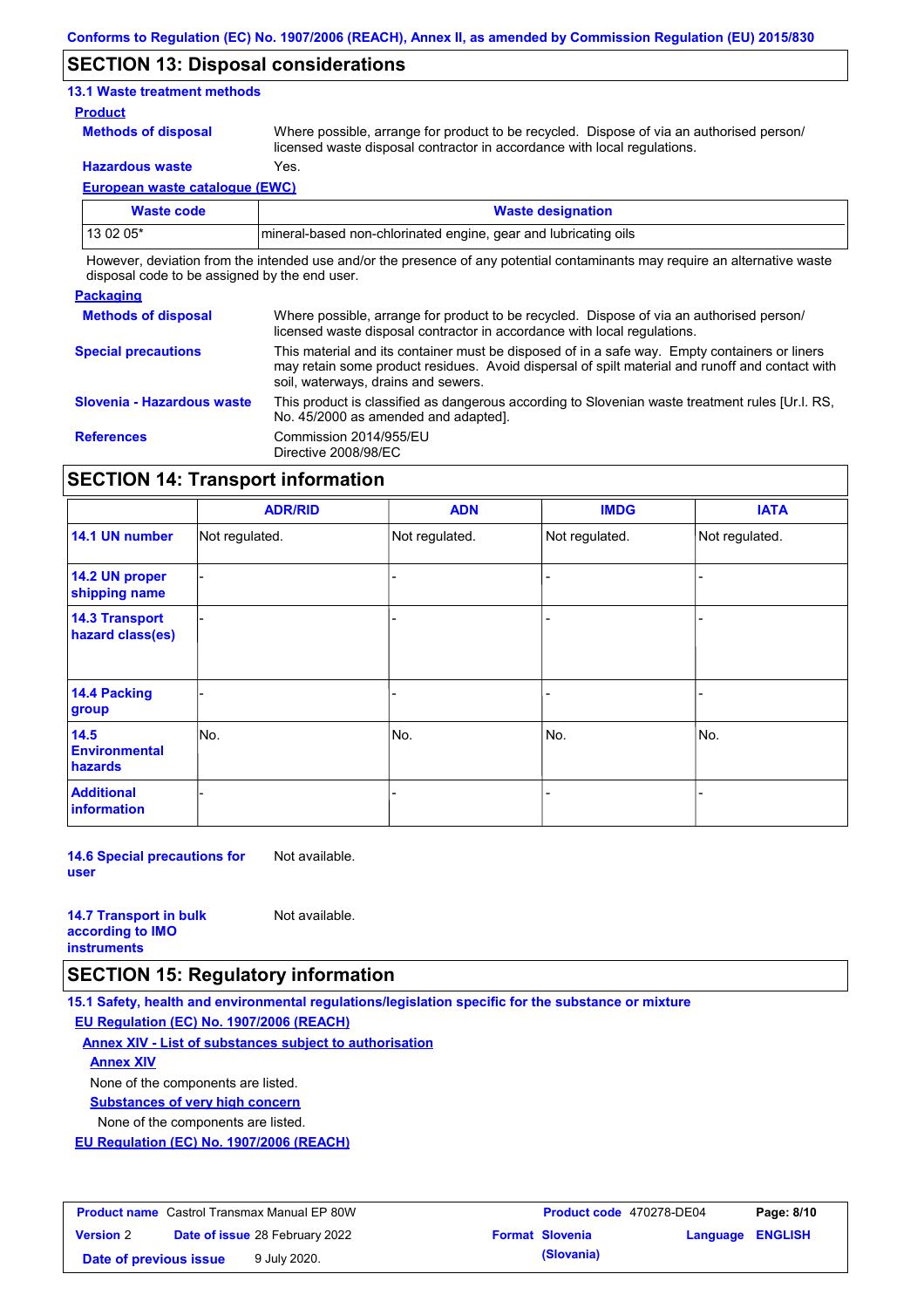## SECTION 13: Disposal considerations

### 13.1 Waste treatment methods

**Product**

**Methods of disposal**: Where possible, arrange for product to be recycled. Dispose of via an authorised person/licensed waste disposal contractor in accordance with local regulations.

**Hazardous waste**: Yes.

**European waste catalogue (EWC)**

| Waste code | Waste designation |
|---|---|
| 13 02 05* | mineral-based non-chlorinated engine, gear and lubricating oils |

However, deviation from the intended use and/or the presence of any potential contaminants may require an alternative waste disposal code to be assigned by the end user.

**Packaging**

**Methods of disposal**: Where possible, arrange for product to be recycled. Dispose of via an authorised person/licensed waste disposal contractor in accordance with local regulations.

**Special precautions**: This material and its container must be disposed of in a safe way. Empty containers or liners may retain some product residues. Avoid dispersal of spilt material and runoff and contact with soil, waterways, drains and sewers.

**Slovenia - Hazardous waste**: This product is classified as dangerous according to Slovenian waste treatment rules [Ur.l. RS, No. 45/2000 as amended and adapted].

**References**: Commission 2014/955/EU
Directive 2008/98/EC

## SECTION 14: Transport information

| | ADR/RID | ADN | IMDG | IATA |
|---|---|---|---|---|
| **14.1 UN number** | Not regulated. | Not regulated. | Not regulated. | Not regulated. |
| **14.2 UN proper shipping name** | - | - | - | - |
| **14.3 Transport hazard class(es)** | - | - | - | - |
| **14.4 Packing group** | - | - | - | - |
| **14.5 Environmental hazards** | No. | No. | No. | No. |
| **Additional information** | - | - | - | - |

**14.6 Special precautions for user**: Not available.

**14.7 Transport in bulk according to IMO instruments**: Not available.

## SECTION 15: Regulatory information

### 15.1 Safety, health and environmental regulations/legislation specific for the substance or mixture

**EU Regulation (EC) No. 1907/2006 (REACH)**

**Annex XIV - List of substances subject to authorisation**

**Annex XIV**

None of the components are listed.

**Substances of very high concern**

None of the components are listed.

**EU Regulation (EC) No. 1907/2006 (REACH)**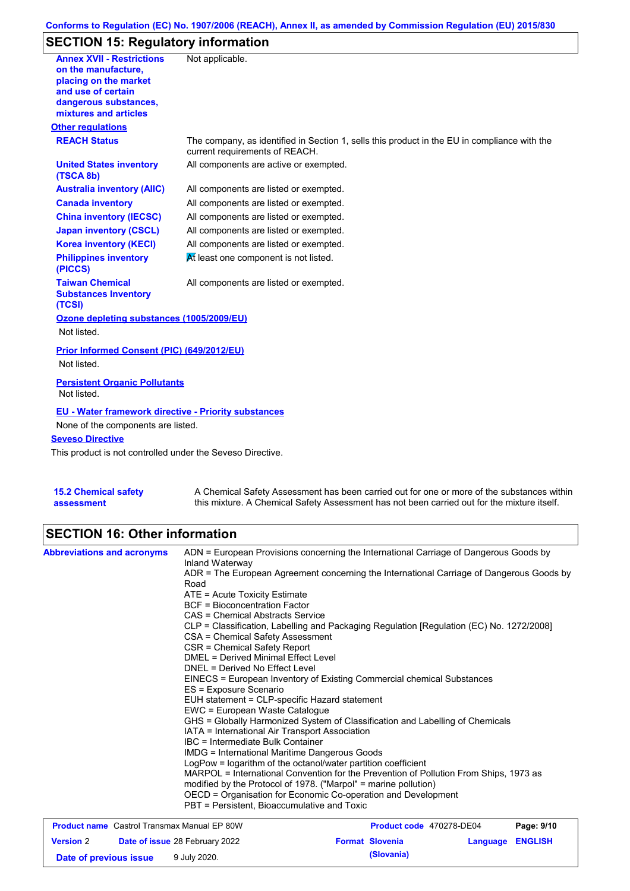## SECTION 15: Regulatory information

| | |
|---|---|
| **Annex XVII - Restrictions on the manufacture, placing on the market and use of certain dangerous substances, mixtures and articles** | Not applicable. |

**Other regulations**

| | |
|---|---|
| **REACH Status** | The company, as identified in Section 1, sells this product in the EU in compliance with the current requirements of REACH. |
| **United States inventory (TSCA 8b)** | All components are active or exempted. |
| **Australia inventory (AIIC)** | All components are listed or exempted. |
| **Canada inventory** | All components are listed or exempted. |
| **China inventory (IECSC)** | All components are listed or exempted. |
| **Japan inventory (CSCL)** | All components are listed or exempted. |
| **Korea inventory (KECI)** | All components are listed or exempted. |
| **Philippines inventory (PICCS)** | At least one component is not listed. |
| **Taiwan Chemical Substances Inventory (TCSI)** | All components are listed or exempted. |

**Ozone depleting substances (1005/2009/EU)**

Not listed.

**Prior Informed Consent (PIC) (649/2012/EU)**

Not listed.

**Persistent Organic Pollutants**

Not listed.

**EU - Water framework directive - Priority substances**

None of the components are listed.

**Seveso Directive**

This product is not controlled under the Seveso Directive.

| | |
|---|---|
| **15.2 Chemical safety assessment** | A Chemical Safety Assessment has been carried out for one or more of the substances within this mixture. A Chemical Safety Assessment has not been carried out for the mixture itself. |

## SECTION 16: Other information

**Abbreviations and acronyms**

ADN = European Provisions concerning the International Carriage of Dangerous Goods by Inland Waterway
ADR = The European Agreement concerning the International Carriage of Dangerous Goods by Road
ATE = Acute Toxicity Estimate
BCF = Bioconcentration Factor
CAS = Chemical Abstracts Service
CLP = Classification, Labelling and Packaging Regulation [Regulation (EC) No. 1272/2008]
CSA = Chemical Safety Assessment
CSR = Chemical Safety Report
DMEL = Derived Minimal Effect Level
DNEL = Derived No Effect Level
EINECS = European Inventory of Existing Commercial chemical Substances
ES = Exposure Scenario
EUH statement = CLP-specific Hazard statement
EWC = European Waste Catalogue
GHS = Globally Harmonized System of Classification and Labelling of Chemicals
IATA = International Air Transport Association
IBC = Intermediate Bulk Container
IMDG = International Maritime Dangerous Goods
LogPow = logarithm of the octanol/water partition coefficient
MARPOL = International Convention for the Prevention of Pollution From Ships, 1973 as modified by the Protocol of 1978. ("Marpol" = marine pollution)
OECD = Organisation for Economic Co-operation and Development
PBT = Persistent, Bioaccumulative and Toxic

| | | | |
|---|---|---|---|
| **Product name** Castrol Transmax Manual EP 80W | | **Product code** 470278-DE04 | |
| **Version** 2 | **Date of issue** 28 February 2022 | **Format** Slovenia (Slovania) | **Language** ENGLISH |
| **Date of previous issue** | 9 July 2020. | | |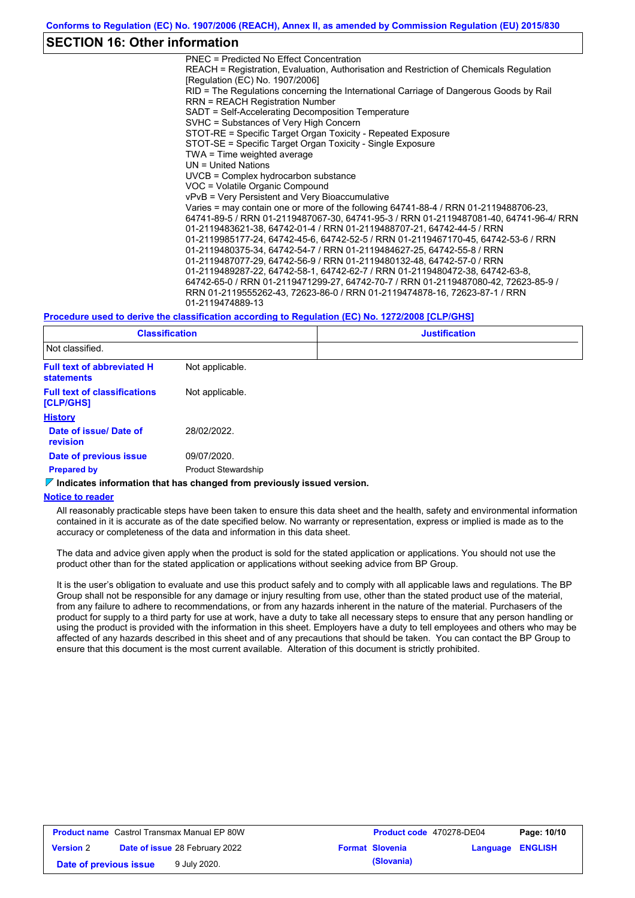## SECTION 16: Other information

PNEC = Predicted No Effect Concentration
REACH = Registration, Evaluation, Authorisation and Restriction of Chemicals Regulation [Regulation (EC) No. 1907/2006]
RID = The Regulations concerning the International Carriage of Dangerous Goods by Rail
RRN = REACH Registration Number
SADT = Self-Accelerating Decomposition Temperature
SVHC = Substances of Very High Concern
STOT-RE = Specific Target Organ Toxicity - Repeated Exposure
STOT-SE = Specific Target Organ Toxicity - Single Exposure
TWA = Time weighted average
UN = United Nations
UVCB = Complex hydrocarbon substance
VOC = Volatile Organic Compound
vPvB = Very Persistent and Very Bioaccumulative
Varies = may contain one or more of the following 64741-88-4 / RRN 01-2119488706-23, 64741-89-5 / RRN 01-2119487067-30, 64741-95-3 / RRN 01-2119487081-40, 64741-96-4/ RRN 01-2119483621-38, 64742-01-4 / RRN 01-2119488707-21, 64742-44-5 / RRN 01-2119985177-24, 64742-45-6, 64742-52-5 / RRN 01-2119467170-45, 64742-53-6 / RRN 01-2119480375-34, 64742-54-7 / RRN 01-2119484627-25, 64742-55-8 / RRN 01-2119487077-29, 64742-56-9 / RRN 01-2119480132-48, 64742-57-0 / RRN 01-2119489287-22, 64742-58-1, 64742-62-7 / RRN 01-2119480472-38, 64742-63-8, 64742-65-0 / RRN 01-2119471299-27, 64742-70-7 / RRN 01-2119487080-42, 72623-85-9 / RRN 01-2119555262-43, 72623-86-0 / RRN 01-2119474878-16, 72623-87-1 / RRN 01-2119474889-13

**Procedure used to derive the classification according to Regulation (EC) No. 1272/2008 [CLP/GHS]**

| Classification | Justification |
|---|---|
| Not classified. | |

**Full text of abbreviated H statements**: Not applicable.

**Full text of classifications [CLP/GHS]**: Not applicable.

**History**

**Date of issue/ Date of revision**: 28/02/2022.

**Date of previous issue**: 09/07/2020.

**Prepared by**: Product Stewardship

**Indicates information that has changed from previously issued version.**

**Notice to reader**

All reasonably practicable steps have been taken to ensure this data sheet and the health, safety and environmental information contained in it is accurate as of the date specified below. No warranty or representation, express or implied is made as to the accuracy or completeness of the data and information in this data sheet.

The data and advice given apply when the product is sold for the stated application or applications. You should not use the product other than for the stated application or applications without seeking advice from BP Group.

It is the user's obligation to evaluate and use this product safely and to comply with all applicable laws and regulations. The BP Group shall not be responsible for any damage or injury resulting from use, other than the stated product use of the material, from any failure to adhere to recommendations, or from any hazards inherent in the nature of the material. Purchasers of the product for supply to a third party for use at work, have a duty to take all necessary steps to ensure that any person handling or using the product is provided with the information in this sheet. Employers have a duty to tell employees and others who may be affected of any hazards described in this sheet and of any precautions that should be taken. You can contact the BP Group to ensure that this document is the most current available. Alteration of this document is strictly prohibited.